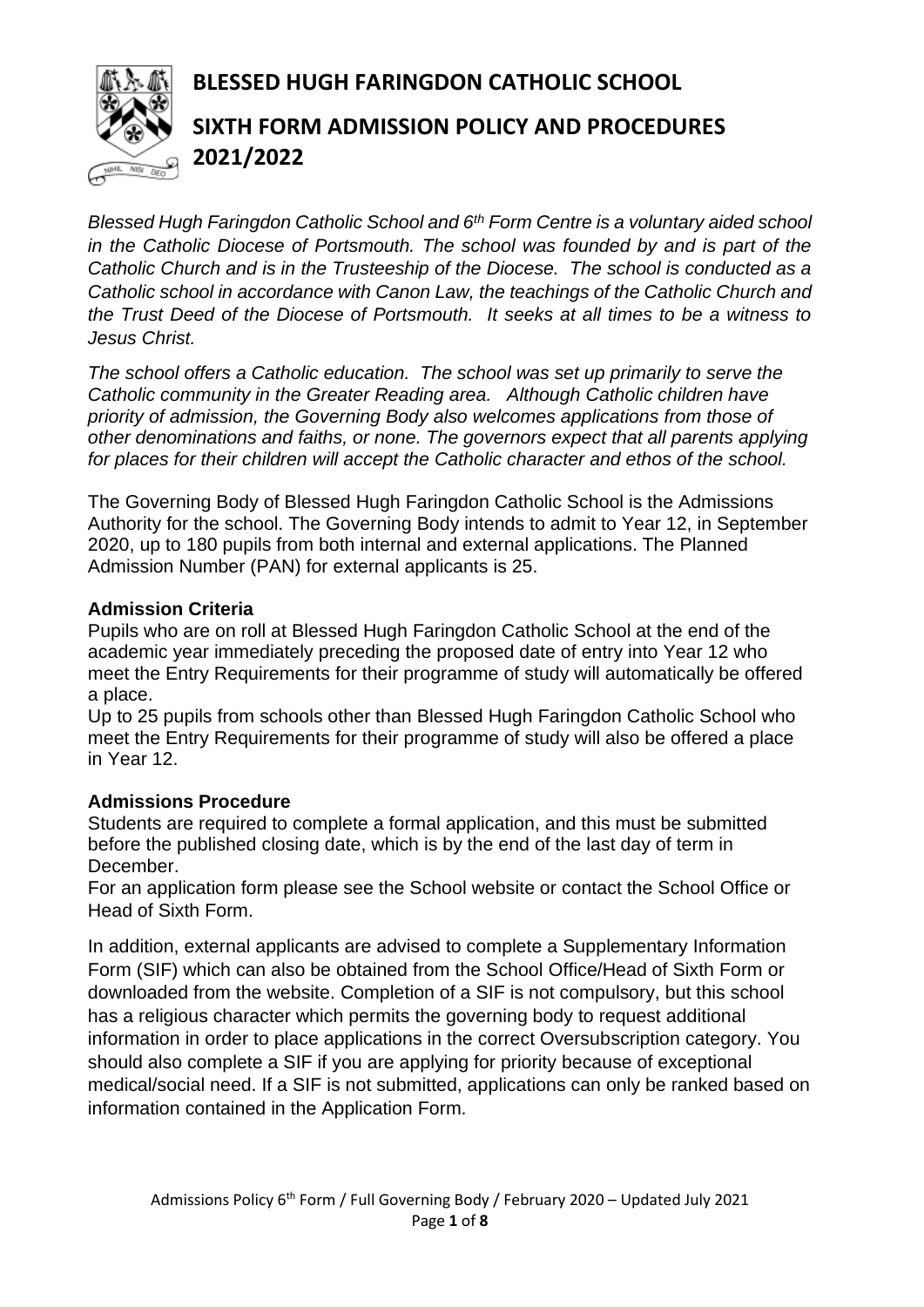# BLESSED HUGH FARINGDON CATHOLIC SCHOOL

# SIXTH FORM ADMISSION POLICY AND PROCEDURES 2021/2022

*Blessed Hugh Faringdon Catholic School and 6th Form Centre is a voluntary aided school in the Catholic Diocese of Portsmouth. The school was founded by and is part of the Catholic Church and is in the Trusteeship of the Diocese. The school is conducted as a Catholic school in accordance with Canon Law, the teachings of the Catholic Church and the Trust Deed of the Diocese of Portsmouth. It seeks at all times to be a witness to Jesus Christ.*

*The school offers a Catholic education. The school was set up primarily to serve the Catholic community in the Greater Reading area. Although Catholic children have priority of admission, the Governing Body also welcomes applications from those of other denominations and faiths, or none. The governors expect that all parents applying for places for their children will accept the Catholic character and ethos of the school.*

The Governing Body of Blessed Hugh Faringdon Catholic School is the Admissions Authority for the school. The Governing Body intends to admit to Year 12, in September 2020, up to 180 pupils from both internal and external applications. The Planned Admission Number (PAN) for external applicants is 25.

**Admission Criteria**

Pupils who are on roll at Blessed Hugh Faringdon Catholic School at the end of the academic year immediately preceding the proposed date of entry into Year 12 who meet the Entry Requirements for their programme of study will automatically be offered a place.

Up to 25 pupils from schools other than Blessed Hugh Faringdon Catholic School who meet the Entry Requirements for their programme of study will also be offered a place in Year 12.

**Admissions Procedure**

Students are required to complete a formal application, and this must be submitted before the published closing date, which is by the end of the last day of term in December.

For an application form please see the School website or contact the School Office or Head of Sixth Form.

In addition, external applicants are advised to complete a Supplementary Information Form (SIF) which can also be obtained from the School Office/Head of Sixth Form or downloaded from the website. Completion of a SIF is not compulsory, but this school has a religious character which permits the governing body to request additional information in order to place applications in the correct Oversubscription category. You should also complete a SIF if you are applying for priority because of exceptional medical/social need. If a SIF is not submitted, applications can only be ranked based on information contained in the Application Form.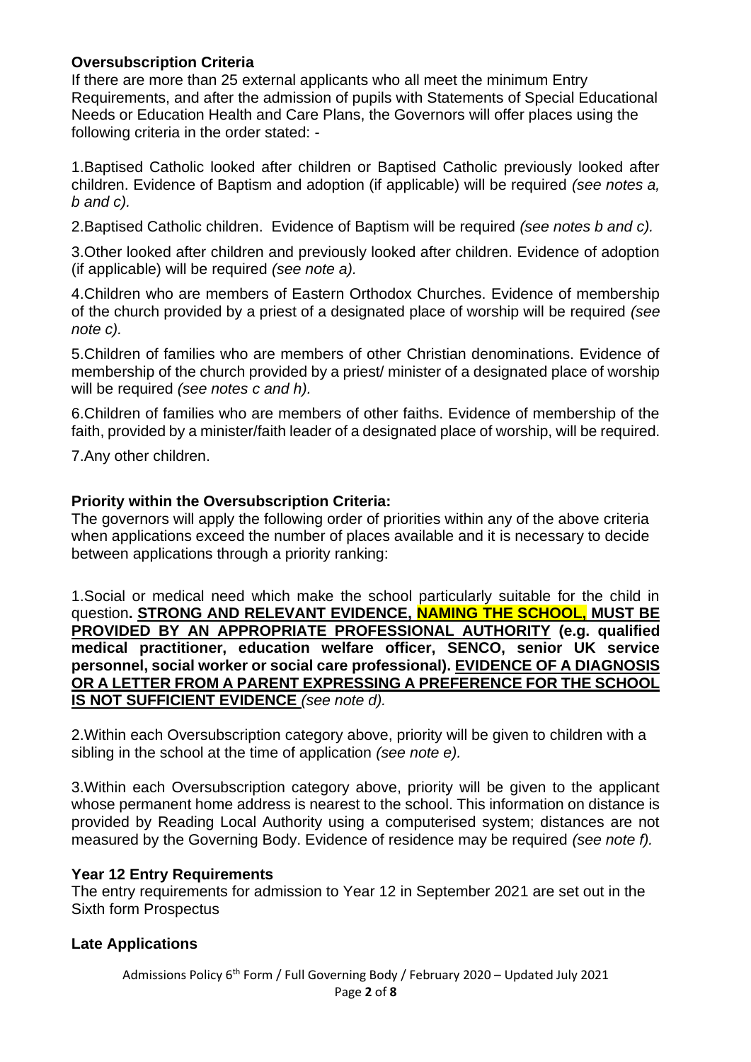**Oversubscription Criteria**

If there are more than 25 external applicants who all meet the minimum Entry Requirements, and after the admission of pupils with Statements of Special Educational Needs or Education Health and Care Plans, the Governors will offer places using the following criteria in the order stated: -

1.Baptised Catholic looked after children or Baptised Catholic previously looked after children. Evidence of Baptism and adoption (if applicable) will be required *(see notes a, b and c).*

2.Baptised Catholic children. Evidence of Baptism will be required *(see notes b and c).*

3.Other looked after children and previously looked after children. Evidence of adoption (if applicable) will be required *(see note a).*

4.Children who are members of Eastern Orthodox Churches. Evidence of membership of the church provided by a priest of a designated place of worship will be required *(see note c).*

5.Children of families who are members of other Christian denominations. Evidence of membership of the church provided by a priest/ minister of a designated place of worship will be required *(see notes c and h).*

6.Children of families who are members of other faiths. Evidence of membership of the faith, provided by a minister/faith leader of a designated place of worship, will be required.

7.Any other children.

**Priority within the Oversubscription Criteria:**

The governors will apply the following order of priorities within any of the above criteria when applications exceed the number of places available and it is necessary to decide between applications through a priority ranking:

1.Social or medical need which make the school particularly suitable for the child in question**. <u>STRONG AND RELEVANT EVIDENCE, NAMING THE SCHOOL, MUST BE PROVIDED BY AN APPROPRIATE PROFESSIONAL AUTHORITY</u> (e.g. qualified medical practitioner, education welfare officer, SENCO, senior UK service personnel, social worker or social care professional). <u>EVIDENCE OF A DIAGNOSIS OR A LETTER FROM A PARENT EXPRESSING A PREFERENCE FOR THE SCHOOL IS NOT SUFFICIENT EVIDENCE</u>** *(see note d).*

2.Within each Oversubscription category above, priority will be given to children with a sibling in the school at the time of application *(see note e).*

3.Within each Oversubscription category above, priority will be given to the applicant whose permanent home address is nearest to the school. This information on distance is provided by Reading Local Authority using a computerised system; distances are not measured by the Governing Body. Evidence of residence may be required *(see note f).*

**Year 12 Entry Requirements**

The entry requirements for admission to Year 12 in September 2021 are set out in the Sixth form Prospectus

**Late Applications**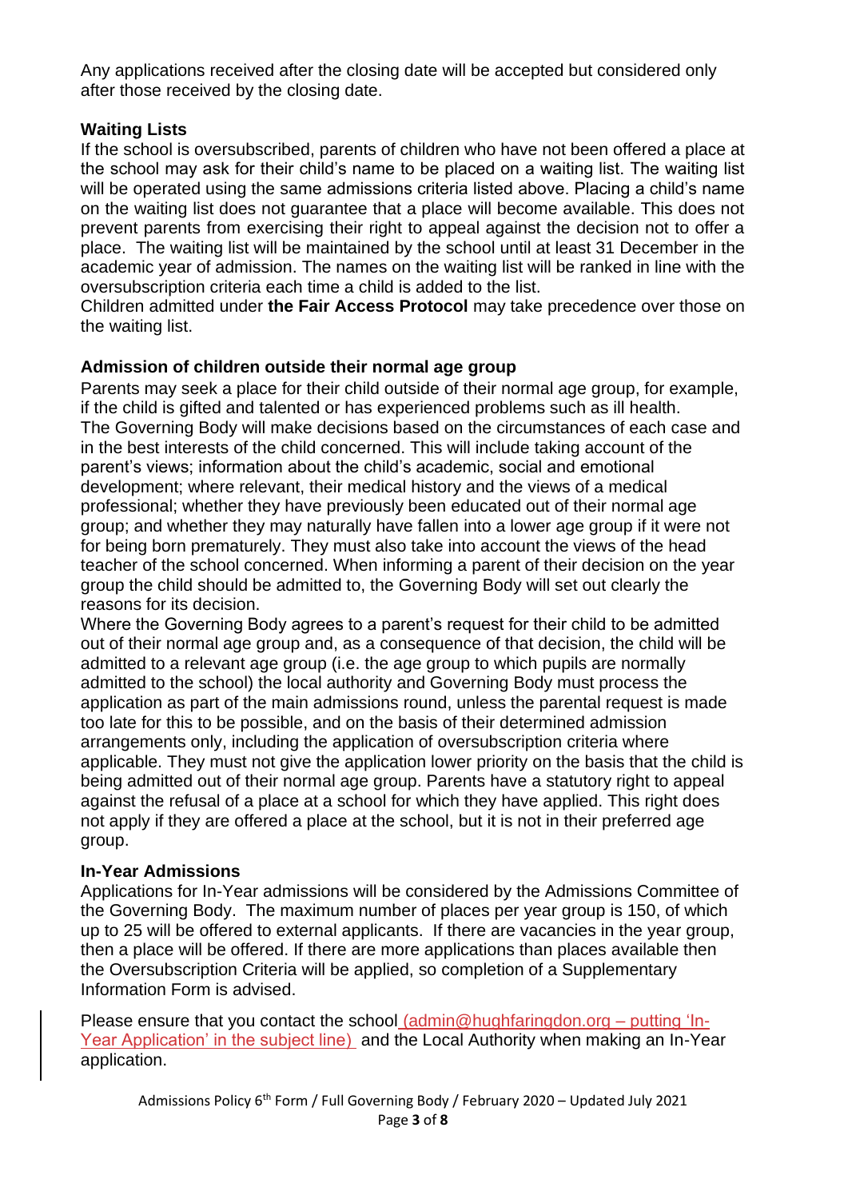Any applications received after the closing date will be accepted but considered only after those received by the closing date.

**Waiting Lists**

If the school is oversubscribed, parents of children who have not been offered a place at the school may ask for their child's name to be placed on a waiting list. The waiting list will be operated using the same admissions criteria listed above. Placing a child's name on the waiting list does not guarantee that a place will become available. This does not prevent parents from exercising their right to appeal against the decision not to offer a place. The waiting list will be maintained by the school until at least 31 December in the academic year of admission. The names on the waiting list will be ranked in line with the oversubscription criteria each time a child is added to the list.

Children admitted under **the Fair Access Protocol** may take precedence over those on the waiting list.

**Admission of children outside their normal age group**

Parents may seek a place for their child outside of their normal age group, for example, if the child is gifted and talented or has experienced problems such as ill health.

The Governing Body will make decisions based on the circumstances of each case and in the best interests of the child concerned. This will include taking account of the parent's views; information about the child's academic, social and emotional development; where relevant, their medical history and the views of a medical professional; whether they have previously been educated out of their normal age group; and whether they may naturally have fallen into a lower age group if it were not for being born prematurely. They must also take into account the views of the head teacher of the school concerned. When informing a parent of their decision on the year group the child should be admitted to, the Governing Body will set out clearly the reasons for its decision.

Where the Governing Body agrees to a parent's request for their child to be admitted out of their normal age group and, as a consequence of that decision, the child will be admitted to a relevant age group (i.e. the age group to which pupils are normally admitted to the school) the local authority and Governing Body must process the application as part of the main admissions round, unless the parental request is made too late for this to be possible, and on the basis of their determined admission arrangements only, including the application of oversubscription criteria where applicable. They must not give the application lower priority on the basis that the child is being admitted out of their normal age group. Parents have a statutory right to appeal against the refusal of a place at a school for which they have applied. This right does not apply if they are offered a place at the school, but it is not in their preferred age group.

**In-Year Admissions**

Applications for In-Year admissions will be considered by the Admissions Committee of the Governing Body. The maximum number of places per year group is 150, of which up to 25 will be offered to external applicants. If there are vacancies in the year group, then a place will be offered. If there are more applications than places available then the Oversubscription Criteria will be applied, so completion of a Supplementary Information Form is advised.

Please ensure that you contact the school (admin@hughfaringdon.org – putting 'In-Year Application' in the subject line) and the Local Authority when making an In-Year application.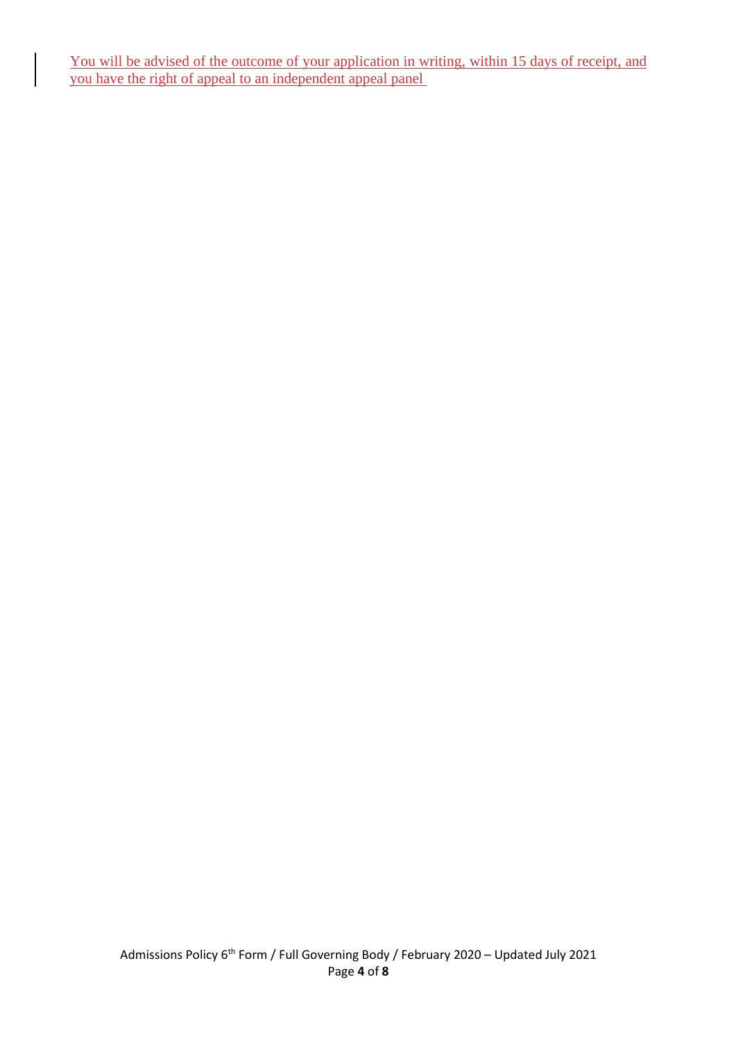You will be advised of the outcome of your application in writing, within 15 days of receipt, and you have the right of appeal to an independent appeal panel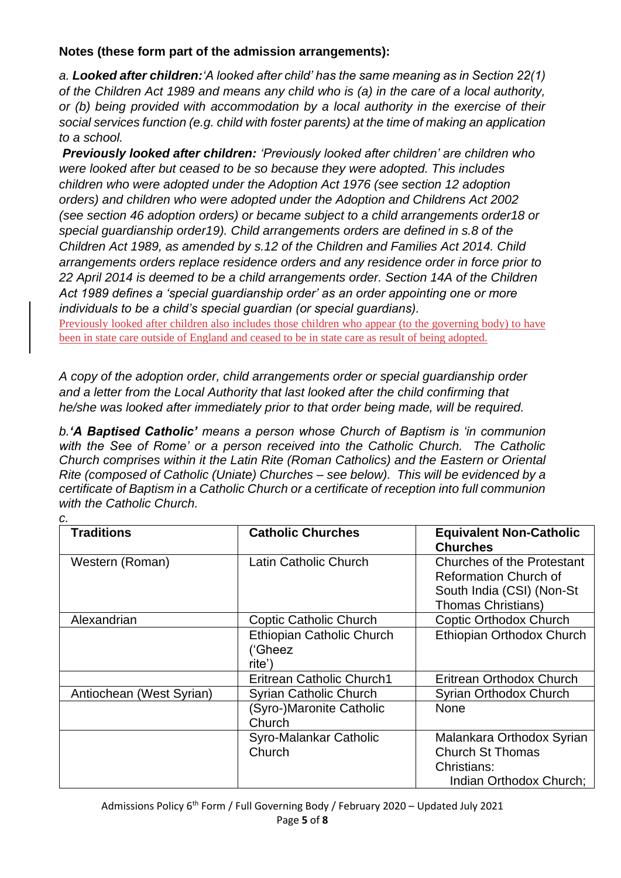**Notes (these form part of the admission arrangements):**

*a.* ***Looked after children:*** *'A looked after child' has the same meaning as in Section 22(1) of the Children Act 1989 and means any child who is (a) in the care of a local authority, or (b) being provided with accommodation by a local authority in the exercise of their social services function (e.g. child with foster parents) at the time of making an application to a school.*

***Previously looked after children:*** *'Previously looked after children' are children who were looked after but ceased to be so because they were adopted. This includes children who were adopted under the Adoption Act 1976 (see section 12 adoption orders) and children who were adopted under the Adoption and Childrens Act 2002 (see section 46 adoption orders) or became subject to a child arrangements order18 or special guardianship order19). Child arrangements orders are defined in s.8 of the Children Act 1989, as amended by s.12 of the Children and Families Act 2014. Child arrangements orders replace residence orders and any residence order in force prior to 22 April 2014 is deemed to be a child arrangements order. Section 14A of the Children Act 1989 defines a 'special guardianship order' as an order appointing one or more individuals to be a child's special guardian (or special guardians).*

Previously looked after children also includes those children who appear (to the governing body) to have been in state care outside of England and ceased to be in state care as result of being adopted.

*A copy of the adoption order, child arrangements order or special guardianship order and a letter from the Local Authority that last looked after the child confirming that he/she was looked after immediately prior to that order being made, will be required.*

*b.****'A Baptised Catholic'*** *means a person whose Church of Baptism is 'in communion with the See of Rome' or a person received into the Catholic Church. The Catholic Church comprises within it the Latin Rite (Roman Catholics) and the Eastern or Oriental Rite (composed of Catholic (Uniate) Churches – see below). This will be evidenced by a certificate of Baptism in a Catholic Church or a certificate of reception into full communion with the Catholic Church.*

*c.*

| **Traditions** | **Catholic Churches** | **Equivalent Non-Catholic Churches** |
|---|---|---|
| Western (Roman) | Latin Catholic Church | Churches of the Protestant Reformation Church of South India (CSI) (Non-St Thomas Christians) |
| Alexandrian | Coptic Catholic Church | Coptic Orthodox Church |
| | Ethiopian Catholic Church ('Gheez rite') | Ethiopian Orthodox Church |
| | Eritrean Catholic Church1 | Eritrean Orthodox Church |
| Antiochean (West Syrian) | Syrian Catholic Church | Syrian Orthodox Church |
| | (Syro-)Maronite Catholic Church | None |
| | Syro-Malankar Catholic Church | Malankara Orthodox Syrian Church St Thomas Christians: Indian Orthodox Church; |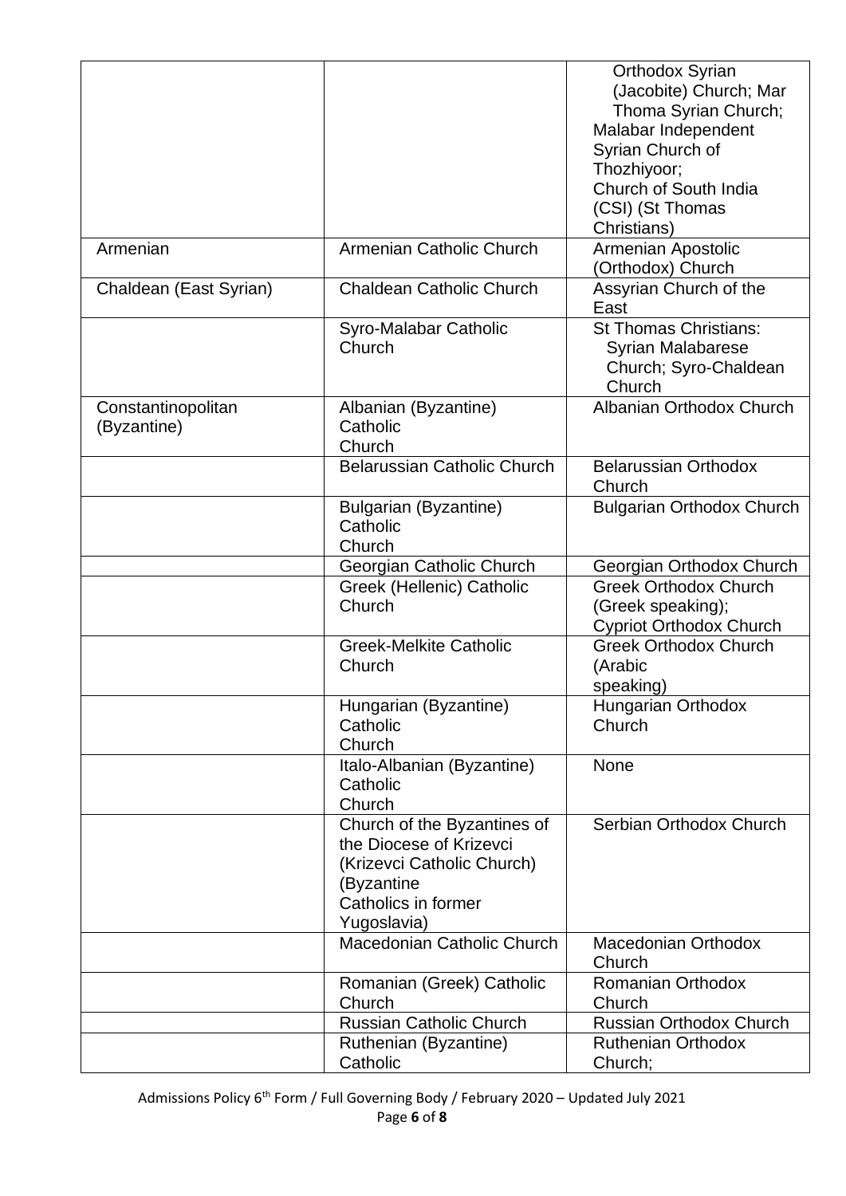| | | |
|---|---|---|
| | | Orthodox Syrian (Jacobite) Church; Mar Thoma Syrian Church; Malabar Independent Syrian Church of Thozhiyoor; Church of South India (CSI) (St Thomas Christians) |
| Armenian | Armenian Catholic Church | Armenian Apostolic (Orthodox) Church |
| Chaldean (East Syrian) | Chaldean Catholic Church | Assyrian Church of the East |
| | Syro-Malabar Catholic Church | St Thomas Christians: Syrian Malabarese Church; Syro-Chaldean Church |
| Constantinopolitan (Byzantine) | Albanian (Byzantine) Catholic Church | Albanian Orthodox Church |
| | Belarussian Catholic Church | Belarussian Orthodox Church |
| | Bulgarian (Byzantine) Catholic Church | Bulgarian Orthodox Church |
| | Georgian Catholic Church | Georgian Orthodox Church |
| | Greek (Hellenic) Catholic Church | Greek Orthodox Church (Greek speaking); Cypriot Orthodox Church |
| | Greek-Melkite Catholic Church | Greek Orthodox Church (Arabic speaking) |
| | Hungarian (Byzantine) Catholic Church | Hungarian Orthodox Church |
| | Italo-Albanian (Byzantine) Catholic Church | None |
| | Church of the Byzantines of the Diocese of Krizevci (Krizevci Catholic Church) (Byzantine Catholics in former Yugoslavia) | Serbian Orthodox Church |
| | Macedonian Catholic Church | Macedonian Orthodox Church |
| | Romanian (Greek) Catholic Church | Romanian Orthodox Church |
| | Russian Catholic Church | Russian Orthodox Church |
| | Ruthenian (Byzantine) Catholic | Ruthenian Orthodox Church; |

Admissions Policy 6th Form / Full Governing Body / February 2020 – Updated July 2021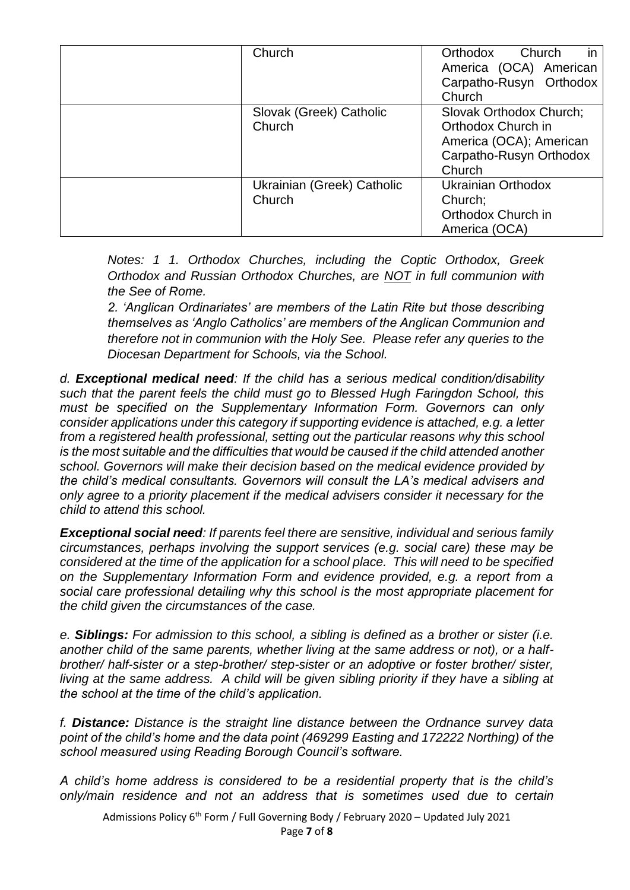| | | |
|---|---|---|
| | Church | Orthodox Church in America (OCA) American Carpatho-Rusyn Orthodox Church |
| | Slovak (Greek) Catholic Church | Slovak Orthodox Church; Orthodox Church in America (OCA); American Carpatho-Rusyn Orthodox Church |
| | Ukrainian (Greek) Catholic Church | Ukrainian Orthodox Church; Orthodox Church in America (OCA) |

*Notes: 1 1. Orthodox Churches, including the Coptic Orthodox, Greek Orthodox and Russian Orthodox Churches, are NOT in full communion with the See of Rome.*

*2. 'Anglican Ordinariates' are members of the Latin Rite but those describing themselves as 'Anglo Catholics' are members of the Anglican Communion and therefore not in communion with the Holy See. Please refer any queries to the Diocesan Department for Schools, via the School.*

*d. **Exceptional medical need**: If the child has a serious medical condition/disability such that the parent feels the child must go to Blessed Hugh Faringdon School, this must be specified on the Supplementary Information Form. Governors can only consider applications under this category if supporting evidence is attached, e.g. a letter from a registered health professional, setting out the particular reasons why this school is the most suitable and the difficulties that would be caused if the child attended another school. Governors will make their decision based on the medical evidence provided by the child's medical consultants. Governors will consult the LA's medical advisers and only agree to a priority placement if the medical advisers consider it necessary for the child to attend this school.*

***Exceptional social need**: If parents feel there are sensitive, individual and serious family circumstances, perhaps involving the support services (e.g. social care) these may be considered at the time of the application for a school place. This will need to be specified on the Supplementary Information Form and evidence provided, e.g. a report from a social care professional detailing why this school is the most appropriate placement for the child given the circumstances of the case.*

*e. **Siblings:** For admission to this school, a sibling is defined as a brother or sister (i.e. another child of the same parents, whether living at the same address or not), or a half-brother/ half-sister or a step-brother/ step-sister or an adoptive or foster brother/ sister, living at the same address. A child will be given sibling priority if they have a sibling at the school at the time of the child's application.*

*f. **Distance:** Distance is the straight line distance between the Ordnance survey data point of the child's home and the data point (469299 Easting and 172222 Northing) of the school measured using Reading Borough Council's software.*

*A child's home address is considered to be a residential property that is the child's only/main residence and not an address that is sometimes used due to certain*

Admissions Policy 6th Form / Full Governing Body / February 2020 – Updated July 2021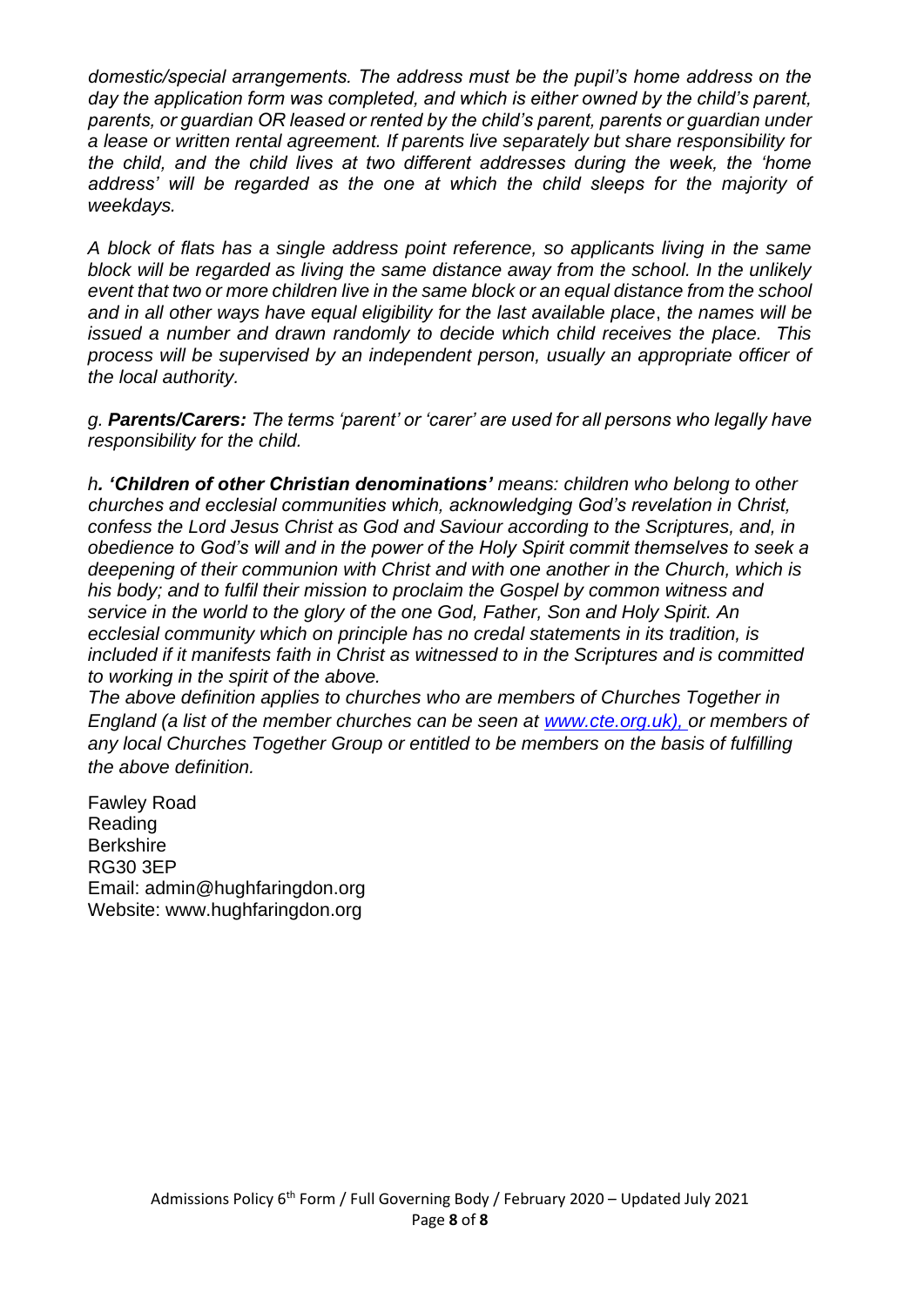*domestic/special arrangements. The address must be the pupil's home address on the day the application form was completed, and which is either owned by the child's parent, parents, or guardian OR leased or rented by the child's parent, parents or guardian under a lease or written rental agreement. If parents live separately but share responsibility for the child, and the child lives at two different addresses during the week, the 'home address' will be regarded as the one at which the child sleeps for the majority of weekdays.*

*A block of flats has a single address point reference, so applicants living in the same block will be regarded as living the same distance away from the school. In the unlikely event that two or more children live in the same block or an equal distance from the school and in all other ways have equal eligibility for the last available place, the names will be issued a number and drawn randomly to decide which child receives the place. This process will be supervised by an independent person, usually an appropriate officer of the local authority.*

*g. **Parents/Carers:** The terms 'parent' or 'carer' are used for all persons who legally have responsibility for the child.*

*h**. 'Children of other Christian denominations'** means: children who belong to other churches and ecclesial communities which, acknowledging God's revelation in Christ, confess the Lord Jesus Christ as God and Saviour according to the Scriptures, and, in obedience to God's will and in the power of the Holy Spirit commit themselves to seek a deepening of their communion with Christ and with one another in the Church, which is his body; and to fulfil their mission to proclaim the Gospel by common witness and service in the world to the glory of the one God, Father, Son and Holy Spirit. An ecclesial community which on principle has no credal statements in its tradition, is included if it manifests faith in Christ as witnessed to in the Scriptures and is committed to working in the spirit of the above.*
*The above definition applies to churches who are members of Churches Together in England (a list of the member churches can be seen at [www.cte.org.uk](http://www.cte.org.uk)), or members of any local Churches Together Group or entitled to be members on the basis of fulfilling the above definition.*

Fawley Road
Reading
Berkshire
RG30 3EP
Email: admin@hughfaringdon.org
Website: www.hughfaringdon.org